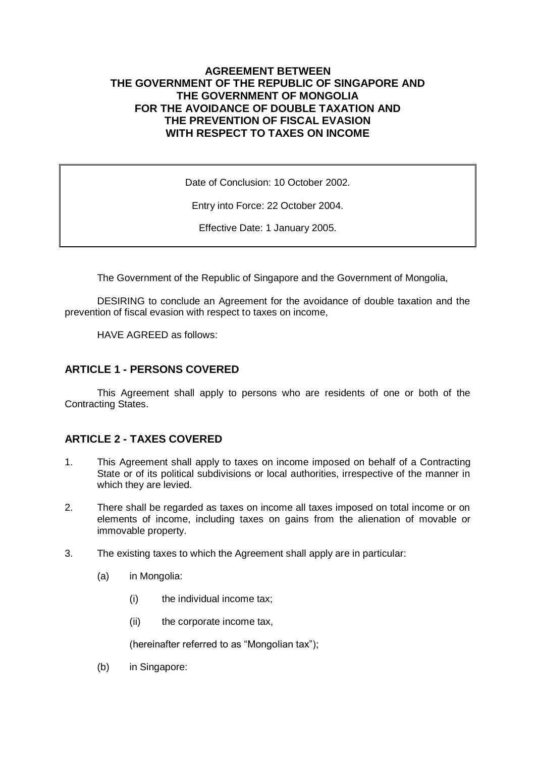# AGREEMENT BETWEEN THE GOVERNMENT OF THE REPUBLIC OF SINGAPORE AND THE GOVERNMENT OF MONGOLIA FOR THE AVOIDANCE OF DOUBLE TAXATION AND THE PREVENTION OF FISCAL EVASION WITH RESPECT TO TAXES ON INCOME

Date of Conclusion: 10 October 2002.

Entry into Force: 22 October 2004.

Effective Date: 1 January 2005.

The Government of the Republic of Singapore and the Government of Mongolia,

DESIRING to conclude an Agreement for the avoidance of double taxation and the prevention of fiscal evasion with respect to taxes on income,

HAVE AGREED as follows:

## ARTICLE 1 - PERSONS COVERED

This Agreement shall apply to persons who are residents of one or both of the Contracting States.

## ARTICLE 2 - TAXES COVERED

1. This Agreement shall apply to taxes on income imposed on behalf of a Contracting State or of its political subdivisions or local authorities, irrespective of the manner in which they are levied.

2. There shall be regarded as taxes on income all taxes imposed on total income or on elements of income, including taxes on gains from the alienation of movable or immovable property.

3. The existing taxes to which the Agreement shall apply are in particular:

   (a) in Mongolia:

      (i) the individual income tax;

      (ii) the corporate income tax,

      (hereinafter referred to as "Mongolian tax");

   (b) in Singapore: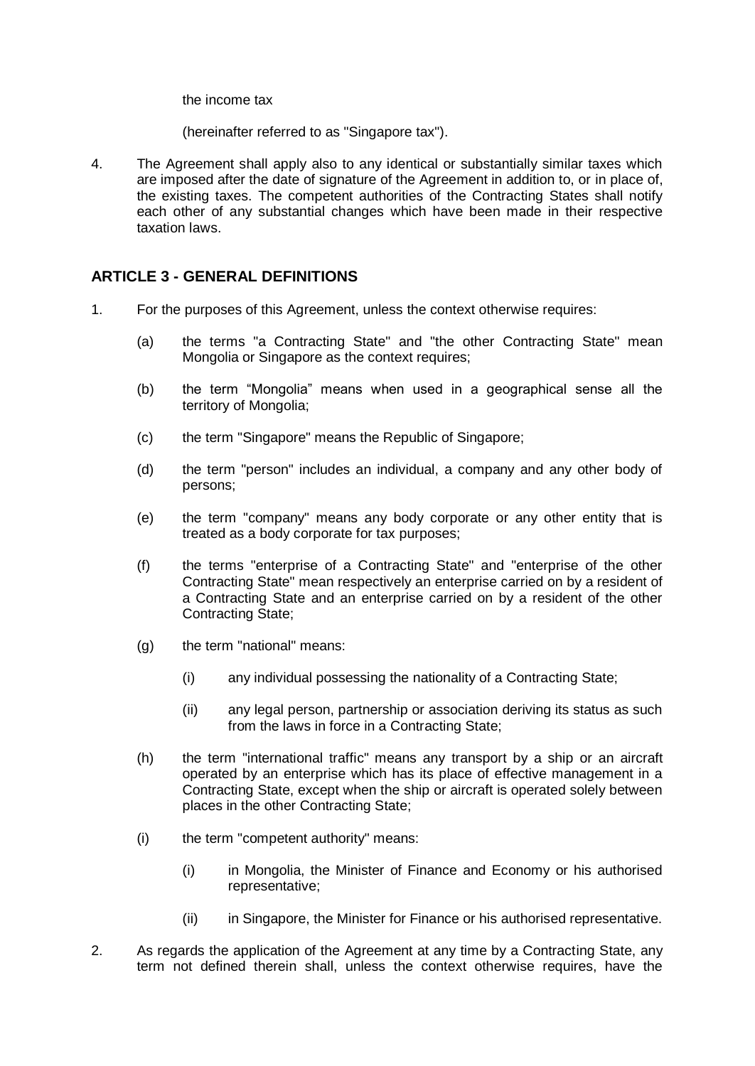the income tax

(hereinafter referred to as "Singapore tax").

4. The Agreement shall apply also to any identical or substantially similar taxes which are imposed after the date of signature of the Agreement in addition to, or in place of, the existing taxes. The competent authorities of the Contracting States shall notify each other of any substantial changes which have been made in their respective taxation laws.

## ARTICLE 3 - GENERAL DEFINITIONS

1. For the purposes of this Agreement, unless the context otherwise requires:

   (a) the terms "a Contracting State" and "the other Contracting State" mean Mongolia or Singapore as the context requires;

   (b) the term "Mongolia" means when used in a geographical sense all the territory of Mongolia;

   (c) the term "Singapore" means the Republic of Singapore;

   (d) the term "person" includes an individual, a company and any other body of persons;

   (e) the term "company" means any body corporate or any other entity that is treated as a body corporate for tax purposes;

   (f) the terms "enterprise of a Contracting State" and "enterprise of the other Contracting State" mean respectively an enterprise carried on by a resident of a Contracting State and an enterprise carried on by a resident of the other Contracting State;

   (g) the term "national" means:

      (i) any individual possessing the nationality of a Contracting State;

      (ii) any legal person, partnership or association deriving its status as such from the laws in force in a Contracting State;

   (h) the term "international traffic" means any transport by a ship or an aircraft operated by an enterprise which has its place of effective management in a Contracting State, except when the ship or aircraft is operated solely between places in the other Contracting State;

   (i) the term "competent authority" means:

      (i) in Mongolia, the Minister of Finance and Economy or his authorised representative;

      (ii) in Singapore, the Minister for Finance or his authorised representative.

2. As regards the application of the Agreement at any time by a Contracting State, any term not defined therein shall, unless the context otherwise requires, have the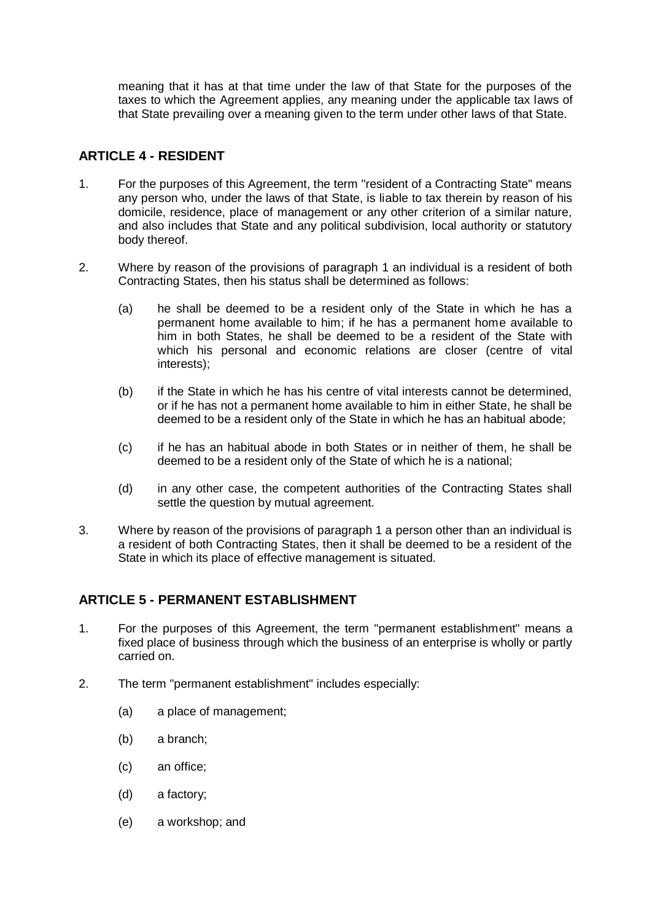meaning that it has at that time under the law of that State for the purposes of the taxes to which the Agreement applies, any meaning under the applicable tax laws of that State prevailing over a meaning given to the term under other laws of that State.

## ARTICLE 4 - RESIDENT

1. For the purposes of this Agreement, the term "resident of a Contracting State" means any person who, under the laws of that State, is liable to tax therein by reason of his domicile, residence, place of management or any other criterion of a similar nature, and also includes that State and any political subdivision, local authority or statutory body thereof.

2. Where by reason of the provisions of paragraph 1 an individual is a resident of both Contracting States, then his status shall be determined as follows:

   (a) he shall be deemed to be a resident only of the State in which he has a permanent home available to him; if he has a permanent home available to him in both States, he shall be deemed to be a resident of the State with which his personal and economic relations are closer (centre of vital interests);

   (b) if the State in which he has his centre of vital interests cannot be determined, or if he has not a permanent home available to him in either State, he shall be deemed to be a resident only of the State in which he has an habitual abode;

   (c) if he has an habitual abode in both States or in neither of them, he shall be deemed to be a resident only of the State of which he is a national;

   (d) in any other case, the competent authorities of the Contracting States shall settle the question by mutual agreement.

3. Where by reason of the provisions of paragraph 1 a person other than an individual is a resident of both Contracting States, then it shall be deemed to be a resident of the State in which its place of effective management is situated.

## ARTICLE 5 - PERMANENT ESTABLISHMENT

1. For the purposes of this Agreement, the term "permanent establishment" means a fixed place of business through which the business of an enterprise is wholly or partly carried on.

2. The term "permanent establishment" includes especially:

   (a) a place of management;

   (b) a branch;

   (c) an office;

   (d) a factory;

   (e) a workshop; and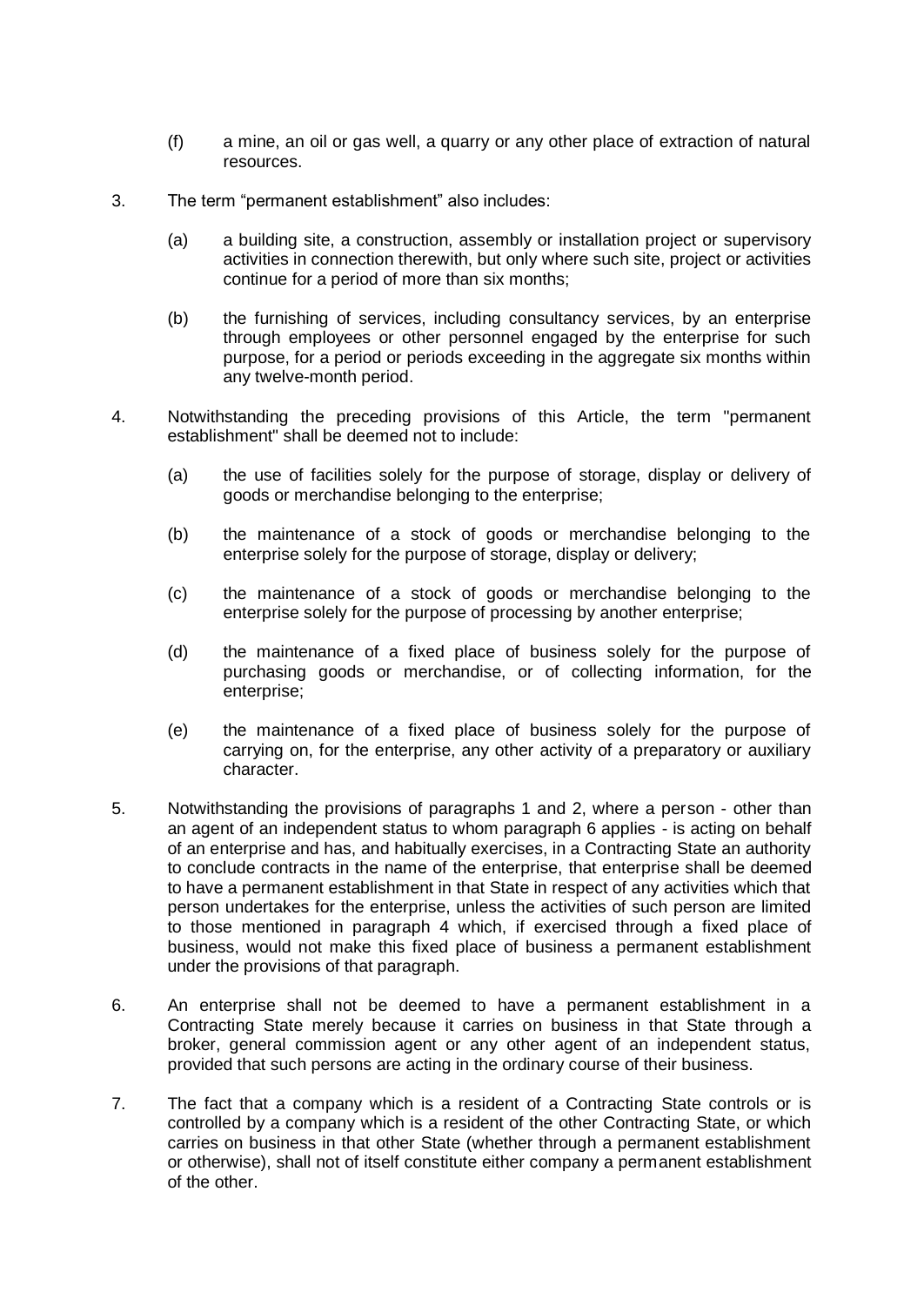(f) a mine, an oil or gas well, a quarry or any other place of extraction of natural resources.

3. The term “permanent establishment” also includes:

   (a) a building site, a construction, assembly or installation project or supervisory activities in connection therewith, but only where such site, project or activities continue for a period of more than six months;

   (b) the furnishing of services, including consultancy services, by an enterprise through employees or other personnel engaged by the enterprise for such purpose, for a period or periods exceeding in the aggregate six months within any twelve-month period.

4. Notwithstanding the preceding provisions of this Article, the term "permanent establishment" shall be deemed not to include:

   (a) the use of facilities solely for the purpose of storage, display or delivery of goods or merchandise belonging to the enterprise;

   (b) the maintenance of a stock of goods or merchandise belonging to the enterprise solely for the purpose of storage, display or delivery;

   (c) the maintenance of a stock of goods or merchandise belonging to the enterprise solely for the purpose of processing by another enterprise;

   (d) the maintenance of a fixed place of business solely for the purpose of purchasing goods or merchandise, or of collecting information, for the enterprise;

   (e) the maintenance of a fixed place of business solely for the purpose of carrying on, for the enterprise, any other activity of a preparatory or auxiliary character.

5. Notwithstanding the provisions of paragraphs 1 and 2, where a person - other than an agent of an independent status to whom paragraph 6 applies - is acting on behalf of an enterprise and has, and habitually exercises, in a Contracting State an authority to conclude contracts in the name of the enterprise, that enterprise shall be deemed to have a permanent establishment in that State in respect of any activities which that person undertakes for the enterprise, unless the activities of such person are limited to those mentioned in paragraph 4 which, if exercised through a fixed place of business, would not make this fixed place of business a permanent establishment under the provisions of that paragraph.

6. An enterprise shall not be deemed to have a permanent establishment in a Contracting State merely because it carries on business in that State through a broker, general commission agent or any other agent of an independent status, provided that such persons are acting in the ordinary course of their business.

7. The fact that a company which is a resident of a Contracting State controls or is controlled by a company which is a resident of the other Contracting State, or which carries on business in that other State (whether through a permanent establishment or otherwise), shall not of itself constitute either company a permanent establishment of the other.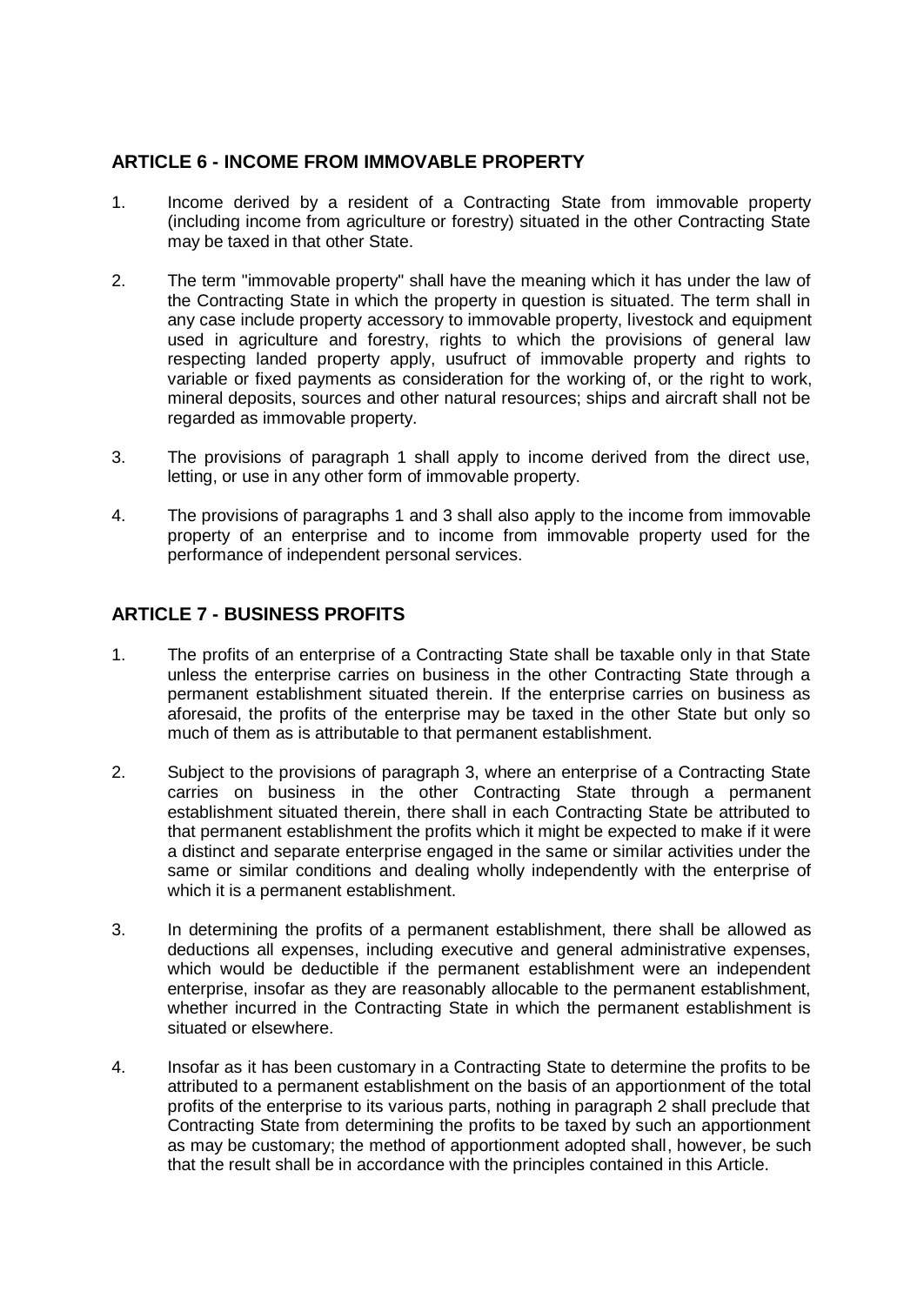## ARTICLE 6 - INCOME FROM IMMOVABLE PROPERTY

1. Income derived by a resident of a Contracting State from immovable property (including income from agriculture or forestry) situated in the other Contracting State may be taxed in that other State.

2. The term "immovable property" shall have the meaning which it has under the law of the Contracting State in which the property in question is situated. The term shall in any case include property accessory to immovable property, livestock and equipment used in agriculture and forestry, rights to which the provisions of general law respecting landed property apply, usufruct of immovable property and rights to variable or fixed payments as consideration for the working of, or the right to work, mineral deposits, sources and other natural resources; ships and aircraft shall not be regarded as immovable property.

3. The provisions of paragraph 1 shall apply to income derived from the direct use, letting, or use in any other form of immovable property.

4. The provisions of paragraphs 1 and 3 shall also apply to the income from immovable property of an enterprise and to income from immovable property used for the performance of independent personal services.

## ARTICLE 7 - BUSINESS PROFITS

1. The profits of an enterprise of a Contracting State shall be taxable only in that State unless the enterprise carries on business in the other Contracting State through a permanent establishment situated therein. If the enterprise carries on business as aforesaid, the profits of the enterprise may be taxed in the other State but only so much of them as is attributable to that permanent establishment.

2. Subject to the provisions of paragraph 3, where an enterprise of a Contracting State carries on business in the other Contracting State through a permanent establishment situated therein, there shall in each Contracting State be attributed to that permanent establishment the profits which it might be expected to make if it were a distinct and separate enterprise engaged in the same or similar activities under the same or similar conditions and dealing wholly independently with the enterprise of which it is a permanent establishment.

3. In determining the profits of a permanent establishment, there shall be allowed as deductions all expenses, including executive and general administrative expenses, which would be deductible if the permanent establishment were an independent enterprise, insofar as they are reasonably allocable to the permanent establishment, whether incurred in the Contracting State in which the permanent establishment is situated or elsewhere.

4. Insofar as it has been customary in a Contracting State to determine the profits to be attributed to a permanent establishment on the basis of an apportionment of the total profits of the enterprise to its various parts, nothing in paragraph 2 shall preclude that Contracting State from determining the profits to be taxed by such an apportionment as may be customary; the method of apportionment adopted shall, however, be such that the result shall be in accordance with the principles contained in this Article.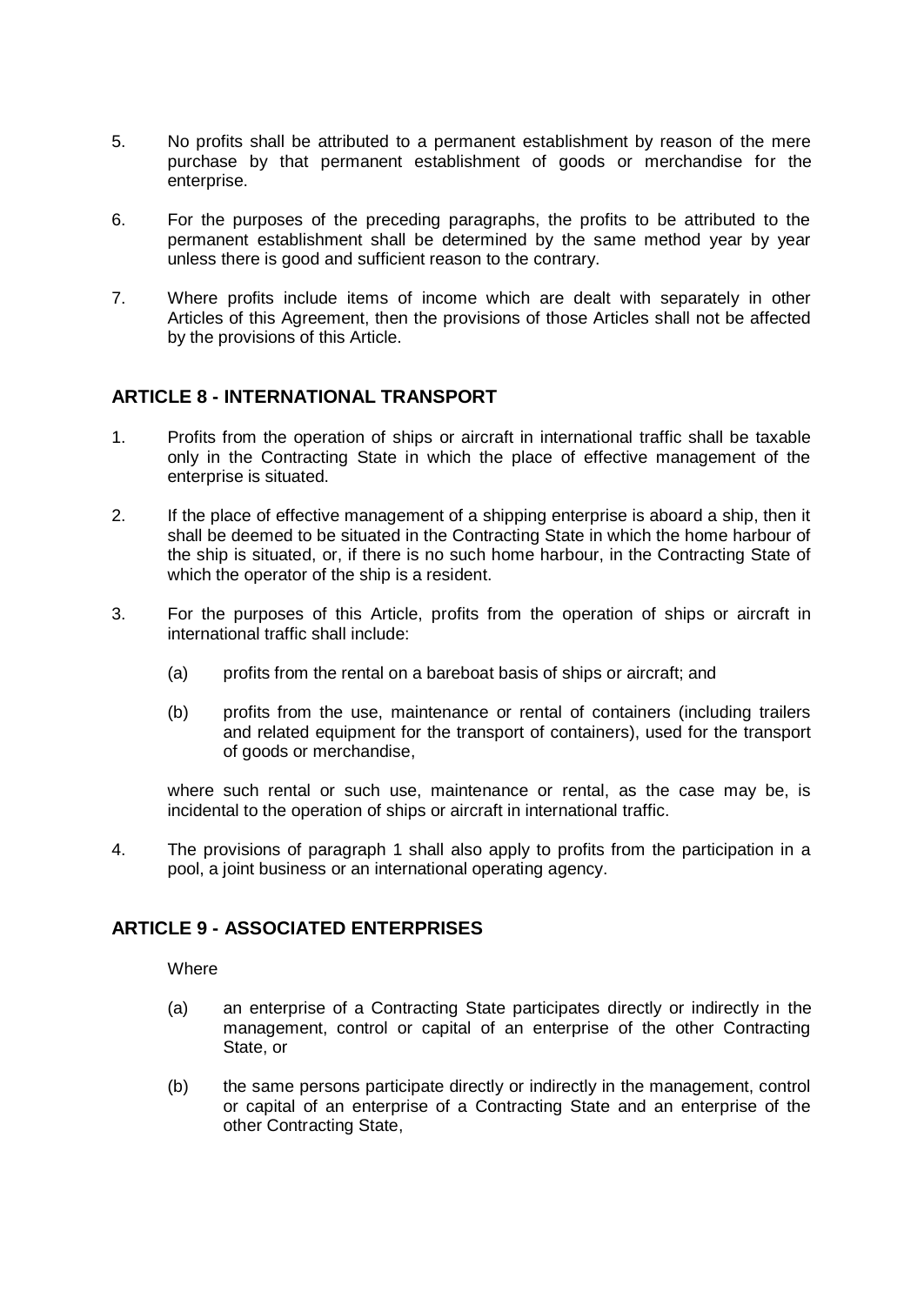5. No profits shall be attributed to a permanent establishment by reason of the mere purchase by that permanent establishment of goods or merchandise for the enterprise.

6. For the purposes of the preceding paragraphs, the profits to be attributed to the permanent establishment shall be determined by the same method year by year unless there is good and sufficient reason to the contrary.

7. Where profits include items of income which are dealt with separately in other Articles of this Agreement, then the provisions of those Articles shall not be affected by the provisions of this Article.

## ARTICLE 8 - INTERNATIONAL TRANSPORT

1. Profits from the operation of ships or aircraft in international traffic shall be taxable only in the Contracting State in which the place of effective management of the enterprise is situated.

2. If the place of effective management of a shipping enterprise is aboard a ship, then it shall be deemed to be situated in the Contracting State in which the home harbour of the ship is situated, or, if there is no such home harbour, in the Contracting State of which the operator of the ship is a resident.

3. For the purposes of this Article, profits from the operation of ships or aircraft in international traffic shall include:

   (a) profits from the rental on a bareboat basis of ships or aircraft; and

   (b) profits from the use, maintenance or rental of containers (including trailers and related equipment for the transport of containers), used for the transport of goods or merchandise,

   where such rental or such use, maintenance or rental, as the case may be, is incidental to the operation of ships or aircraft in international traffic.

4. The provisions of paragraph 1 shall also apply to profits from the participation in a pool, a joint business or an international operating agency.

## ARTICLE 9 - ASSOCIATED ENTERPRISES

Where

(a) an enterprise of a Contracting State participates directly or indirectly in the management, control or capital of an enterprise of the other Contracting State, or

(b) the same persons participate directly or indirectly in the management, control or capital of an enterprise of a Contracting State and an enterprise of the other Contracting State,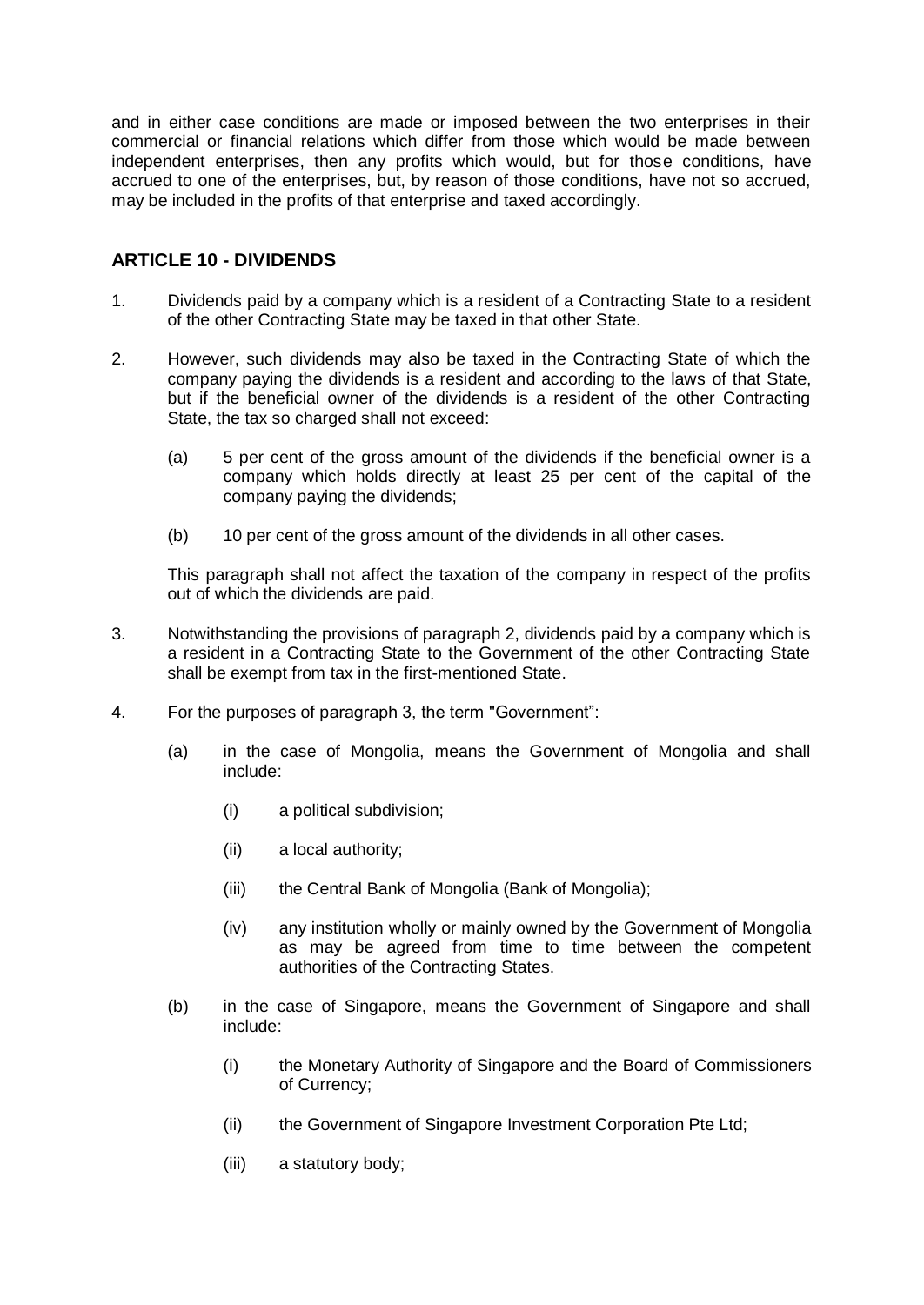and in either case conditions are made or imposed between the two enterprises in their commercial or financial relations which differ from those which would be made between independent enterprises, then any profits which would, but for those conditions, have accrued to one of the enterprises, but, by reason of those conditions, have not so accrued, may be included in the profits of that enterprise and taxed accordingly.

## ARTICLE 10 - DIVIDENDS

1. Dividends paid by a company which is a resident of a Contracting State to a resident of the other Contracting State may be taxed in that other State.

2. However, such dividends may also be taxed in the Contracting State of which the company paying the dividends is a resident and according to the laws of that State, but if the beneficial owner of the dividends is a resident of the other Contracting State, the tax so charged shall not exceed:

   (a) 5 per cent of the gross amount of the dividends if the beneficial owner is a company which holds directly at least 25 per cent of the capital of the company paying the dividends;

   (b) 10 per cent of the gross amount of the dividends in all other cases.

   This paragraph shall not affect the taxation of the company in respect of the profits out of which the dividends are paid.

3. Notwithstanding the provisions of paragraph 2, dividends paid by a company which is a resident in a Contracting State to the Government of the other Contracting State shall be exempt from tax in the first-mentioned State.

4. For the purposes of paragraph 3, the term "Government":

   (a) in the case of Mongolia, means the Government of Mongolia and shall include:

      (i) a political subdivision;

      (ii) a local authority;

      (iii) the Central Bank of Mongolia (Bank of Mongolia);

      (iv) any institution wholly or mainly owned by the Government of Mongolia as may be agreed from time to time between the competent authorities of the Contracting States.

   (b) in the case of Singapore, means the Government of Singapore and shall include:

      (i) the Monetary Authority of Singapore and the Board of Commissioners of Currency;

      (ii) the Government of Singapore Investment Corporation Pte Ltd;

      (iii) a statutory body;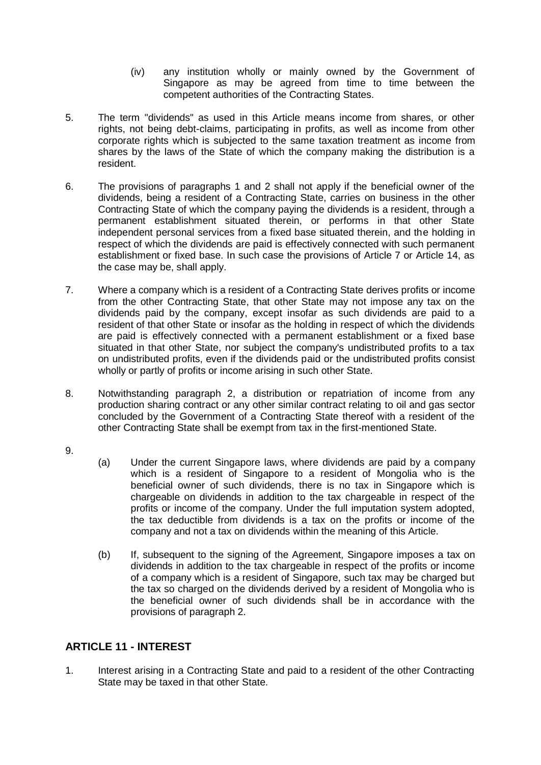(iv) any institution wholly or mainly owned by the Government of Singapore as may be agreed from time to time between the competent authorities of the Contracting States.

5. The term "dividends" as used in this Article means income from shares, or other rights, not being debt-claims, participating in profits, as well as income from other corporate rights which is subjected to the same taxation treatment as income from shares by the laws of the State of which the company making the distribution is a resident.

6. The provisions of paragraphs 1 and 2 shall not apply if the beneficial owner of the dividends, being a resident of a Contracting State, carries on business in the other Contracting State of which the company paying the dividends is a resident, through a permanent establishment situated therein, or performs in that other State independent personal services from a fixed base situated therein, and the holding in respect of which the dividends are paid is effectively connected with such permanent establishment or fixed base. In such case the provisions of Article 7 or Article 14, as the case may be, shall apply.

7. Where a company which is a resident of a Contracting State derives profits or income from the other Contracting State, that other State may not impose any tax on the dividends paid by the company, except insofar as such dividends are paid to a resident of that other State or insofar as the holding in respect of which the dividends are paid is effectively connected with a permanent establishment or a fixed base situated in that other State, nor subject the company's undistributed profits to a tax on undistributed profits, even if the dividends paid or the undistributed profits consist wholly or partly of profits or income arising in such other State.

8. Notwithstanding paragraph 2, a distribution or repatriation of income from any production sharing contract or any other similar contract relating to oil and gas sector concluded by the Government of a Contracting State thereof with a resident of the other Contracting State shall be exempt from tax in the first-mentioned State.

9.

(a) Under the current Singapore laws, where dividends are paid by a company which is a resident of Singapore to a resident of Mongolia who is the beneficial owner of such dividends, there is no tax in Singapore which is chargeable on dividends in addition to the tax chargeable in respect of the profits or income of the company. Under the full imputation system adopted, the tax deductible from dividends is a tax on the profits or income of the company and not a tax on dividends within the meaning of this Article.

(b) If, subsequent to the signing of the Agreement, Singapore imposes a tax on dividends in addition to the tax chargeable in respect of the profits or income of a company which is a resident of Singapore, such tax may be charged but the tax so charged on the dividends derived by a resident of Mongolia who is the beneficial owner of such dividends shall be in accordance with the provisions of paragraph 2.

## ARTICLE 11 - INTEREST

1. Interest arising in a Contracting State and paid to a resident of the other Contracting State may be taxed in that other State.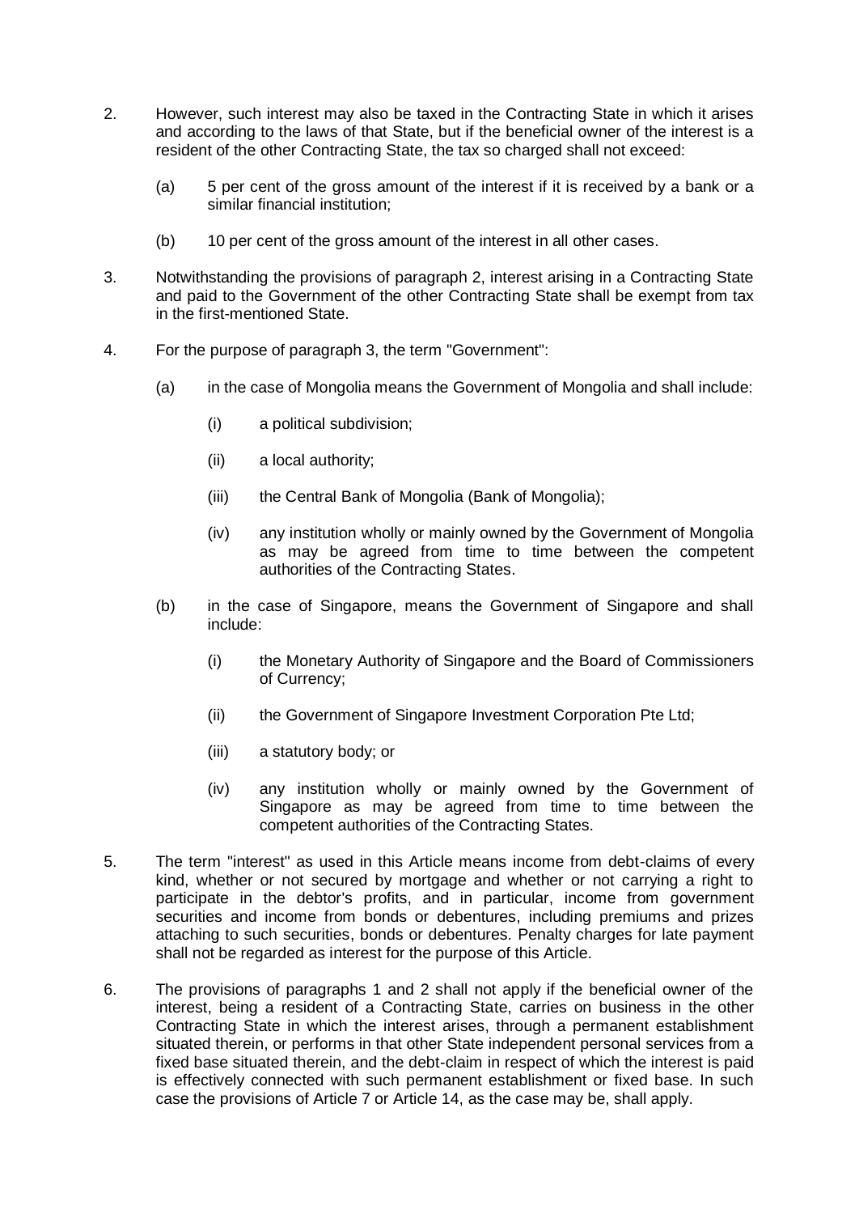2. However, such interest may also be taxed in the Contracting State in which it arises and according to the laws of that State, but if the beneficial owner of the interest is a resident of the other Contracting State, the tax so charged shall not exceed:

   (a) 5 per cent of the gross amount of the interest if it is received by a bank or a similar financial institution;

   (b) 10 per cent of the gross amount of the interest in all other cases.

3. Notwithstanding the provisions of paragraph 2, interest arising in a Contracting State and paid to the Government of the other Contracting State shall be exempt from tax in the first-mentioned State.

4. For the purpose of paragraph 3, the term "Government":

   (a) in the case of Mongolia means the Government of Mongolia and shall include:

      (i) a political subdivision;

      (ii) a local authority;

      (iii) the Central Bank of Mongolia (Bank of Mongolia);

      (iv) any institution wholly or mainly owned by the Government of Mongolia as may be agreed from time to time between the competent authorities of the Contracting States.

   (b) in the case of Singapore, means the Government of Singapore and shall include:

      (i) the Monetary Authority of Singapore and the Board of Commissioners of Currency;

      (ii) the Government of Singapore Investment Corporation Pte Ltd;

      (iii) a statutory body; or

      (iv) any institution wholly or mainly owned by the Government of Singapore as may be agreed from time to time between the competent authorities of the Contracting States.

5. The term "interest" as used in this Article means income from debt-claims of every kind, whether or not secured by mortgage and whether or not carrying a right to participate in the debtor's profits, and in particular, income from government securities and income from bonds or debentures, including premiums and prizes attaching to such securities, bonds or debentures. Penalty charges for late payment shall not be regarded as interest for the purpose of this Article.

6. The provisions of paragraphs 1 and 2 shall not apply if the beneficial owner of the interest, being a resident of a Contracting State, carries on business in the other Contracting State in which the interest arises, through a permanent establishment situated therein, or performs in that other State independent personal services from a fixed base situated therein, and the debt-claim in respect of which the interest is paid is effectively connected with such permanent establishment or fixed base. In such case the provisions of Article 7 or Article 14, as the case may be, shall apply.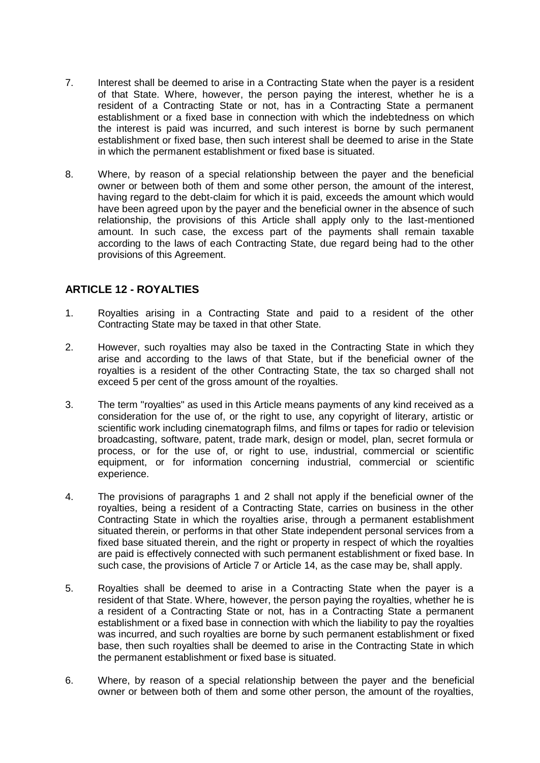7. Interest shall be deemed to arise in a Contracting State when the payer is a resident of that State. Where, however, the person paying the interest, whether he is a resident of a Contracting State or not, has in a Contracting State a permanent establishment or a fixed base in connection with which the indebtedness on which the interest is paid was incurred, and such interest is borne by such permanent establishment or fixed base, then such interest shall be deemed to arise in the State in which the permanent establishment or fixed base is situated.

8. Where, by reason of a special relationship between the payer and the beneficial owner or between both of them and some other person, the amount of the interest, having regard to the debt-claim for which it is paid, exceeds the amount which would have been agreed upon by the payer and the beneficial owner in the absence of such relationship, the provisions of this Article shall apply only to the last-mentioned amount. In such case, the excess part of the payments shall remain taxable according to the laws of each Contracting State, due regard being had to the other provisions of this Agreement.

## ARTICLE 12 - ROYALTIES

1. Royalties arising in a Contracting State and paid to a resident of the other Contracting State may be taxed in that other State.

2. However, such royalties may also be taxed in the Contracting State in which they arise and according to the laws of that State, but if the beneficial owner of the royalties is a resident of the other Contracting State, the tax so charged shall not exceed 5 per cent of the gross amount of the royalties.

3. The term "royalties" as used in this Article means payments of any kind received as a consideration for the use of, or the right to use, any copyright of literary, artistic or scientific work including cinematograph films, and films or tapes for radio or television broadcasting, software, patent, trade mark, design or model, plan, secret formula or process, or for the use of, or right to use, industrial, commercial or scientific equipment, or for information concerning industrial, commercial or scientific experience.

4. The provisions of paragraphs 1 and 2 shall not apply if the beneficial owner of the royalties, being a resident of a Contracting State, carries on business in the other Contracting State in which the royalties arise, through a permanent establishment situated therein, or performs in that other State independent personal services from a fixed base situated therein, and the right or property in respect of which the royalties are paid is effectively connected with such permanent establishment or fixed base. In such case, the provisions of Article 7 or Article 14, as the case may be, shall apply.

5. Royalties shall be deemed to arise in a Contracting State when the payer is a resident of that State. Where, however, the person paying the royalties, whether he is a resident of a Contracting State or not, has in a Contracting State a permanent establishment or a fixed base in connection with which the liability to pay the royalties was incurred, and such royalties are borne by such permanent establishment or fixed base, then such royalties shall be deemed to arise in the Contracting State in which the permanent establishment or fixed base is situated.

6. Where, by reason of a special relationship between the payer and the beneficial owner or between both of them and some other person, the amount of the royalties,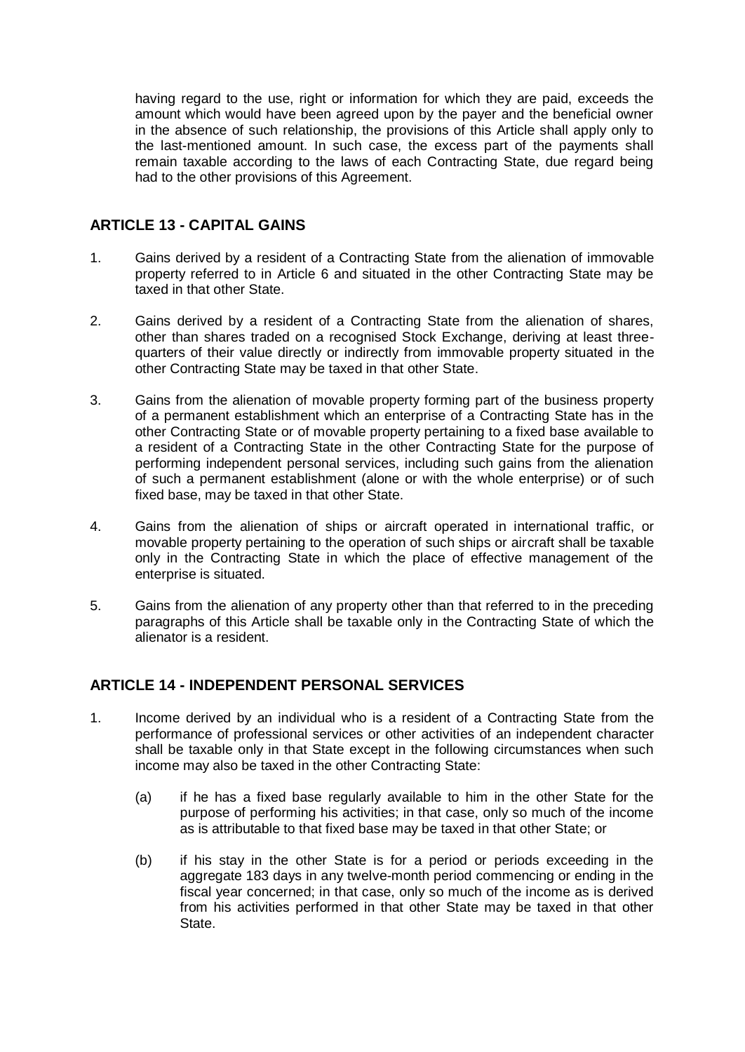having regard to the use, right or information for which they are paid, exceeds the amount which would have been agreed upon by the payer and the beneficial owner in the absence of such relationship, the provisions of this Article shall apply only to the last-mentioned amount. In such case, the excess part of the payments shall remain taxable according to the laws of each Contracting State, due regard being had to the other provisions of this Agreement.

## ARTICLE 13 - CAPITAL GAINS

1. Gains derived by a resident of a Contracting State from the alienation of immovable property referred to in Article 6 and situated in the other Contracting State may be taxed in that other State.

2. Gains derived by a resident of a Contracting State from the alienation of shares, other than shares traded on a recognised Stock Exchange, deriving at least three-quarters of their value directly or indirectly from immovable property situated in the other Contracting State may be taxed in that other State.

3. Gains from the alienation of movable property forming part of the business property of a permanent establishment which an enterprise of a Contracting State has in the other Contracting State or of movable property pertaining to a fixed base available to a resident of a Contracting State in the other Contracting State for the purpose of performing independent personal services, including such gains from the alienation of such a permanent establishment (alone or with the whole enterprise) or of such fixed base, may be taxed in that other State.

4. Gains from the alienation of ships or aircraft operated in international traffic, or movable property pertaining to the operation of such ships or aircraft shall be taxable only in the Contracting State in which the place of effective management of the enterprise is situated.

5. Gains from the alienation of any property other than that referred to in the preceding paragraphs of this Article shall be taxable only in the Contracting State of which the alienator is a resident.

## ARTICLE 14 - INDEPENDENT PERSONAL SERVICES

1. Income derived by an individual who is a resident of a Contracting State from the performance of professional services or other activities of an independent character shall be taxable only in that State except in the following circumstances when such income may also be taxed in the other Contracting State:

   (a) if he has a fixed base regularly available to him in the other State for the purpose of performing his activities; in that case, only so much of the income as is attributable to that fixed base may be taxed in that other State; or

   (b) if his stay in the other State is for a period or periods exceeding in the aggregate 183 days in any twelve-month period commencing or ending in the fiscal year concerned; in that case, only so much of the income as is derived from his activities performed in that other State may be taxed in that other State.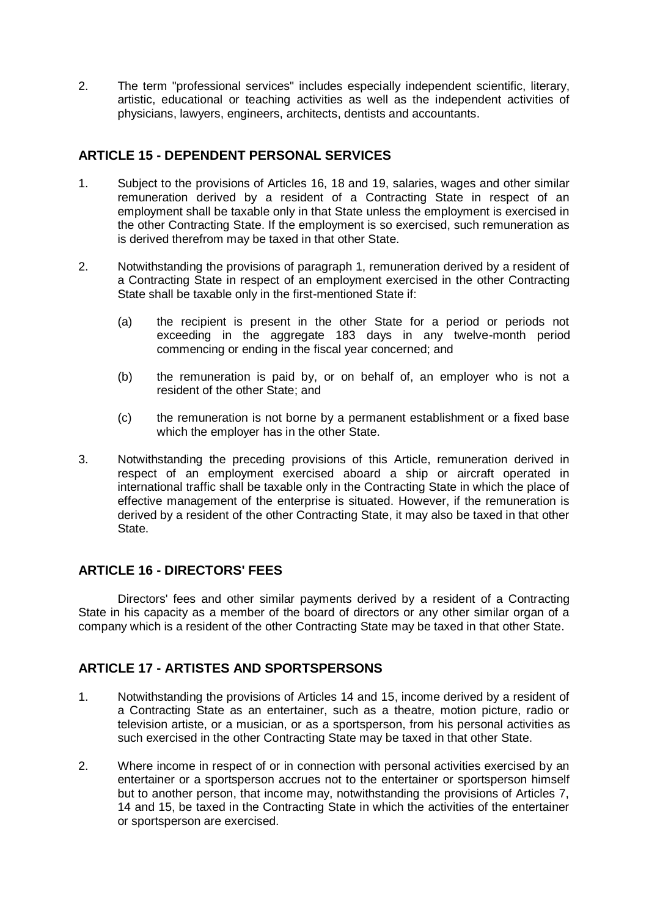2. The term "professional services" includes especially independent scientific, literary, artistic, educational or teaching activities as well as the independent activities of physicians, lawyers, engineers, architects, dentists and accountants.

## ARTICLE 15 - DEPENDENT PERSONAL SERVICES

1. Subject to the provisions of Articles 16, 18 and 19, salaries, wages and other similar remuneration derived by a resident of a Contracting State in respect of an employment shall be taxable only in that State unless the employment is exercised in the other Contracting State. If the employment is so exercised, such remuneration as is derived therefrom may be taxed in that other State.

2. Notwithstanding the provisions of paragraph 1, remuneration derived by a resident of a Contracting State in respect of an employment exercised in the other Contracting State shall be taxable only in the first-mentioned State if:

   (a) the recipient is present in the other State for a period or periods not exceeding in the aggregate 183 days in any twelve-month period commencing or ending in the fiscal year concerned; and

   (b) the remuneration is paid by, or on behalf of, an employer who is not a resident of the other State; and

   (c) the remuneration is not borne by a permanent establishment or a fixed base which the employer has in the other State.

3. Notwithstanding the preceding provisions of this Article, remuneration derived in respect of an employment exercised aboard a ship or aircraft operated in international traffic shall be taxable only in the Contracting State in which the place of effective management of the enterprise is situated. However, if the remuneration is derived by a resident of the other Contracting State, it may also be taxed in that other State.

## ARTICLE 16 - DIRECTORS' FEES

Directors' fees and other similar payments derived by a resident of a Contracting State in his capacity as a member of the board of directors or any other similar organ of a company which is a resident of the other Contracting State may be taxed in that other State.

## ARTICLE 17 - ARTISTES AND SPORTSPERSONS

1. Notwithstanding the provisions of Articles 14 and 15, income derived by a resident of a Contracting State as an entertainer, such as a theatre, motion picture, radio or television artiste, or a musician, or as a sportsperson, from his personal activities as such exercised in the other Contracting State may be taxed in that other State.

2. Where income in respect of or in connection with personal activities exercised by an entertainer or a sportsperson accrues not to the entertainer or sportsperson himself but to another person, that income may, notwithstanding the provisions of Articles 7, 14 and 15, be taxed in the Contracting State in which the activities of the entertainer or sportsperson are exercised.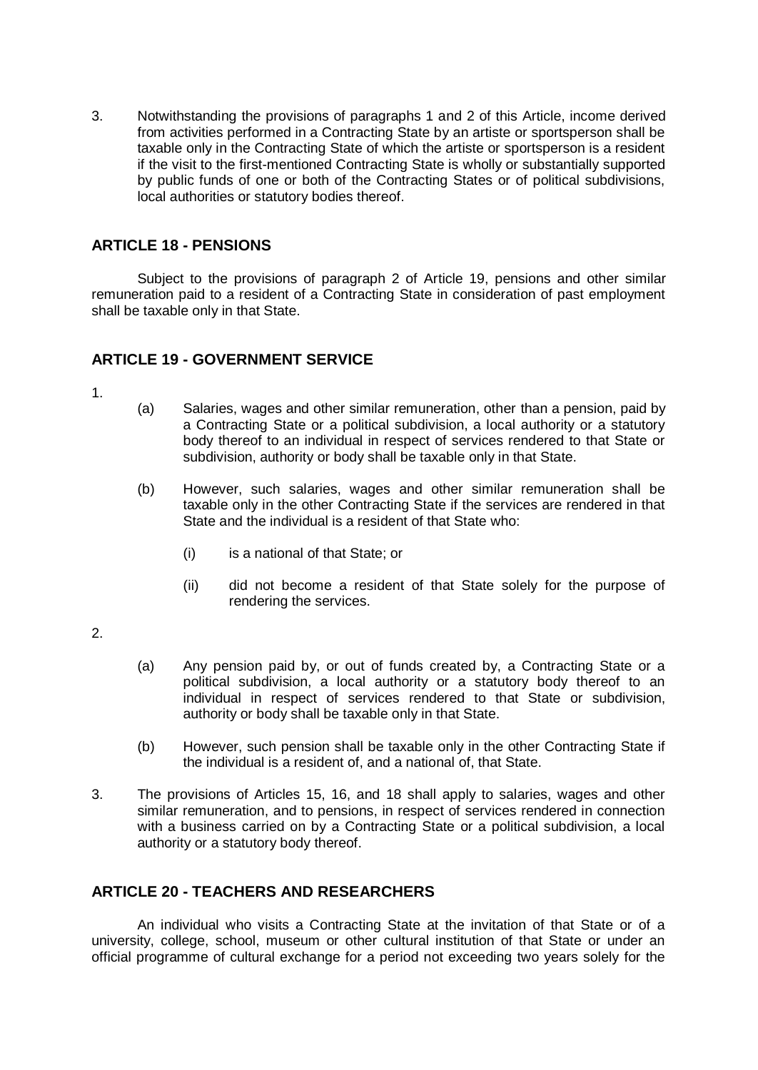3. Notwithstanding the provisions of paragraphs 1 and 2 of this Article, income derived from activities performed in a Contracting State by an artiste or sportsperson shall be taxable only in the Contracting State of which the artiste or sportsperson is a resident if the visit to the first-mentioned Contracting State is wholly or substantially supported by public funds of one or both of the Contracting States or of political subdivisions, local authorities or statutory bodies thereof.

## ARTICLE 18 - PENSIONS

Subject to the provisions of paragraph 2 of Article 19, pensions and other similar remuneration paid to a resident of a Contracting State in consideration of past employment shall be taxable only in that State.

## ARTICLE 19 - GOVERNMENT SERVICE

1.

(a) Salaries, wages and other similar remuneration, other than a pension, paid by a Contracting State or a political subdivision, a local authority or a statutory body thereof to an individual in respect of services rendered to that State or subdivision, authority or body shall be taxable only in that State.

(b) However, such salaries, wages and other similar remuneration shall be taxable only in the other Contracting State if the services are rendered in that State and the individual is a resident of that State who:

(i) is a national of that State; or

(ii) did not become a resident of that State solely for the purpose of rendering the services.

2.

(a) Any pension paid by, or out of funds created by, a Contracting State or a political subdivision, a local authority or a statutory body thereof to an individual in respect of services rendered to that State or subdivision, authority or body shall be taxable only in that State.

(b) However, such pension shall be taxable only in the other Contracting State if the individual is a resident of, and a national of, that State.

3. The provisions of Articles 15, 16, and 18 shall apply to salaries, wages and other similar remuneration, and to pensions, in respect of services rendered in connection with a business carried on by a Contracting State or a political subdivision, a local authority or a statutory body thereof.

## ARTICLE 20 - TEACHERS AND RESEARCHERS

An individual who visits a Contracting State at the invitation of that State or of a university, college, school, museum or other cultural institution of that State or under an official programme of cultural exchange for a period not exceeding two years solely for the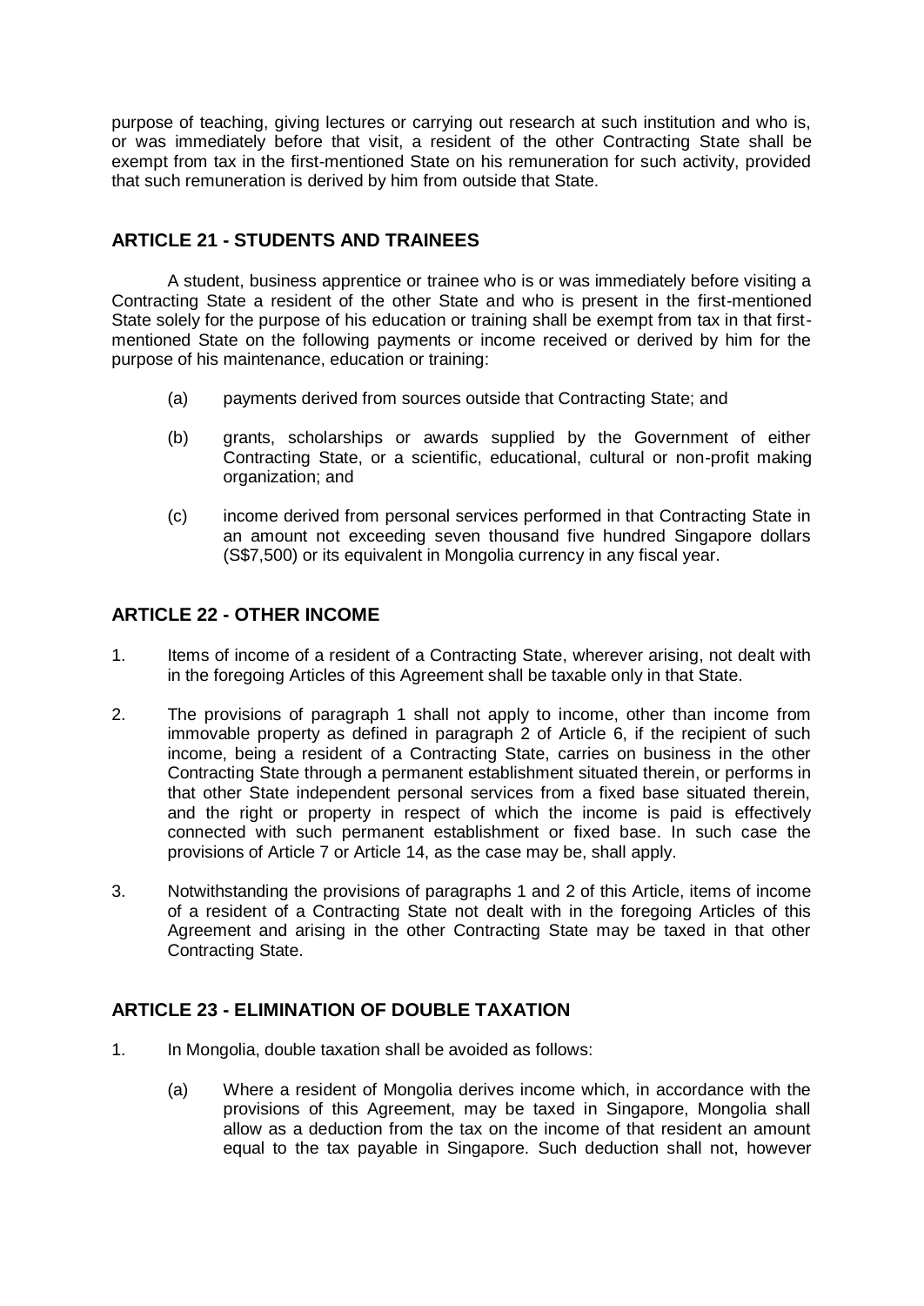purpose of teaching, giving lectures or carrying out research at such institution and who is, or was immediately before that visit, a resident of the other Contracting State shall be exempt from tax in the first-mentioned State on his remuneration for such activity, provided that such remuneration is derived by him from outside that State.

## ARTICLE 21 - STUDENTS AND TRAINEES

A student, business apprentice or trainee who is or was immediately before visiting a Contracting State a resident of the other State and who is present in the first-mentioned State solely for the purpose of his education or training shall be exempt from tax in that first-mentioned State on the following payments or income received or derived by him for the purpose of his maintenance, education or training:

(a) payments derived from sources outside that Contracting State; and

(b) grants, scholarships or awards supplied by the Government of either Contracting State, or a scientific, educational, cultural or non-profit making organization; and

(c) income derived from personal services performed in that Contracting State in an amount not exceeding seven thousand five hundred Singapore dollars (S$7,500) or its equivalent in Mongolia currency in any fiscal year.

## ARTICLE 22 - OTHER INCOME

1. Items of income of a resident of a Contracting State, wherever arising, not dealt with in the foregoing Articles of this Agreement shall be taxable only in that State.

2. The provisions of paragraph 1 shall not apply to income, other than income from immovable property as defined in paragraph 2 of Article 6, if the recipient of such income, being a resident of a Contracting State, carries on business in the other Contracting State through a permanent establishment situated therein, or performs in that other State independent personal services from a fixed base situated therein, and the right or property in respect of which the income is paid is effectively connected with such permanent establishment or fixed base. In such case the provisions of Article 7 or Article 14, as the case may be, shall apply.

3. Notwithstanding the provisions of paragraphs 1 and 2 of this Article, items of income of a resident of a Contracting State not dealt with in the foregoing Articles of this Agreement and arising in the other Contracting State may be taxed in that other Contracting State.

## ARTICLE 23 - ELIMINATION OF DOUBLE TAXATION

1. In Mongolia, double taxation shall be avoided as follows:

   (a) Where a resident of Mongolia derives income which, in accordance with the provisions of this Agreement, may be taxed in Singapore, Mongolia shall allow as a deduction from the tax on the income of that resident an amount equal to the tax payable in Singapore. Such deduction shall not, however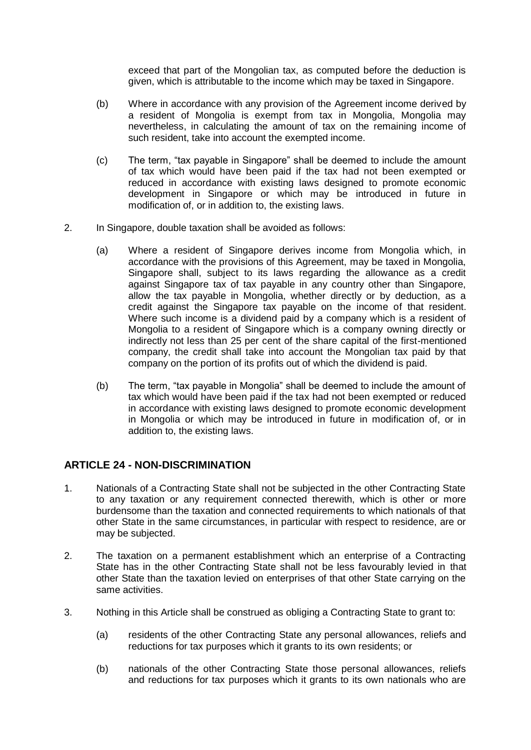exceed that part of the Mongolian tax, as computed before the deduction is given, which is attributable to the income which may be taxed in Singapore.

(b) Where in accordance with any provision of the Agreement income derived by a resident of Mongolia is exempt from tax in Mongolia, Mongolia may nevertheless, in calculating the amount of tax on the remaining income of such resident, take into account the exempted income.

(c) The term, "tax payable in Singapore" shall be deemed to include the amount of tax which would have been paid if the tax had not been exempted or reduced in accordance with existing laws designed to promote economic development in Singapore or which may be introduced in future in modification of, or in addition to, the existing laws.

2. In Singapore, double taxation shall be avoided as follows:

(a) Where a resident of Singapore derives income from Mongolia which, in accordance with the provisions of this Agreement, may be taxed in Mongolia, Singapore shall, subject to its laws regarding the allowance as a credit against Singapore tax of tax payable in any country other than Singapore, allow the tax payable in Mongolia, whether directly or by deduction, as a credit against the Singapore tax payable on the income of that resident. Where such income is a dividend paid by a company which is a resident of Mongolia to a resident of Singapore which is a company owning directly or indirectly not less than 25 per cent of the share capital of the first-mentioned company, the credit shall take into account the Mongolian tax paid by that company on the portion of its profits out of which the dividend is paid.

(b) The term, "tax payable in Mongolia" shall be deemed to include the amount of tax which would have been paid if the tax had not been exempted or reduced in accordance with existing laws designed to promote economic development in Mongolia or which may be introduced in future in modification of, or in addition to, the existing laws.

## ARTICLE 24 - NON-DISCRIMINATION

1. Nationals of a Contracting State shall not be subjected in the other Contracting State to any taxation or any requirement connected therewith, which is other or more burdensome than the taxation and connected requirements to which nationals of that other State in the same circumstances, in particular with respect to residence, are or may be subjected.

2. The taxation on a permanent establishment which an enterprise of a Contracting State has in the other Contracting State shall not be less favourably levied in that other State than the taxation levied on enterprises of that other State carrying on the same activities.

3. Nothing in this Article shall be construed as obliging a Contracting State to grant to:

(a) residents of the other Contracting State any personal allowances, reliefs and reductions for tax purposes which it grants to its own residents; or

(b) nationals of the other Contracting State those personal allowances, reliefs and reductions for tax purposes which it grants to its own nationals who are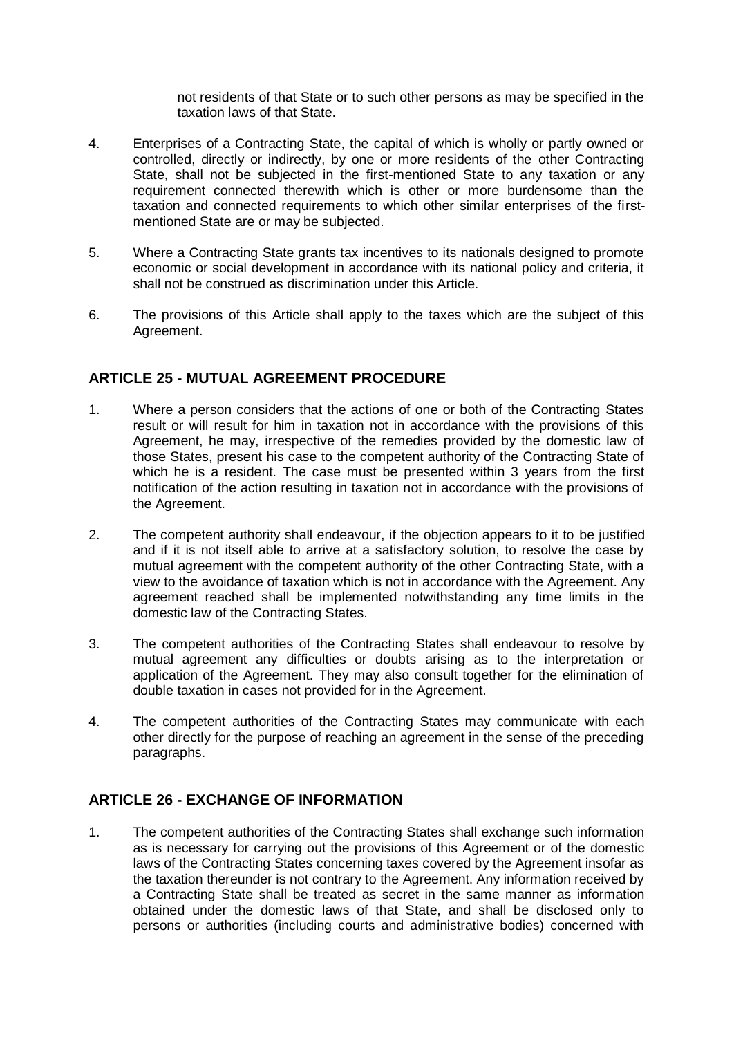not residents of that State or to such other persons as may be specified in the taxation laws of that State.

4. Enterprises of a Contracting State, the capital of which is wholly or partly owned or controlled, directly or indirectly, by one or more residents of the other Contracting State, shall not be subjected in the first-mentioned State to any taxation or any requirement connected therewith which is other or more burdensome than the taxation and connected requirements to which other similar enterprises of the first-mentioned State are or may be subjected.

5. Where a Contracting State grants tax incentives to its nationals designed to promote economic or social development in accordance with its national policy and criteria, it shall not be construed as discrimination under this Article.

6. The provisions of this Article shall apply to the taxes which are the subject of this Agreement.

## ARTICLE 25 - MUTUAL AGREEMENT PROCEDURE

1. Where a person considers that the actions of one or both of the Contracting States result or will result for him in taxation not in accordance with the provisions of this Agreement, he may, irrespective of the remedies provided by the domestic law of those States, present his case to the competent authority of the Contracting State of which he is a resident. The case must be presented within 3 years from the first notification of the action resulting in taxation not in accordance with the provisions of the Agreement.

2. The competent authority shall endeavour, if the objection appears to it to be justified and if it is not itself able to arrive at a satisfactory solution, to resolve the case by mutual agreement with the competent authority of the other Contracting State, with a view to the avoidance of taxation which is not in accordance with the Agreement. Any agreement reached shall be implemented notwithstanding any time limits in the domestic law of the Contracting States.

3. The competent authorities of the Contracting States shall endeavour to resolve by mutual agreement any difficulties or doubts arising as to the interpretation or application of the Agreement. They may also consult together for the elimination of double taxation in cases not provided for in the Agreement.

4. The competent authorities of the Contracting States may communicate with each other directly for the purpose of reaching an agreement in the sense of the preceding paragraphs.

## ARTICLE 26 - EXCHANGE OF INFORMATION

1. The competent authorities of the Contracting States shall exchange such information as is necessary for carrying out the provisions of this Agreement or of the domestic laws of the Contracting States concerning taxes covered by the Agreement insofar as the taxation thereunder is not contrary to the Agreement. Any information received by a Contracting State shall be treated as secret in the same manner as information obtained under the domestic laws of that State, and shall be disclosed only to persons or authorities (including courts and administrative bodies) concerned with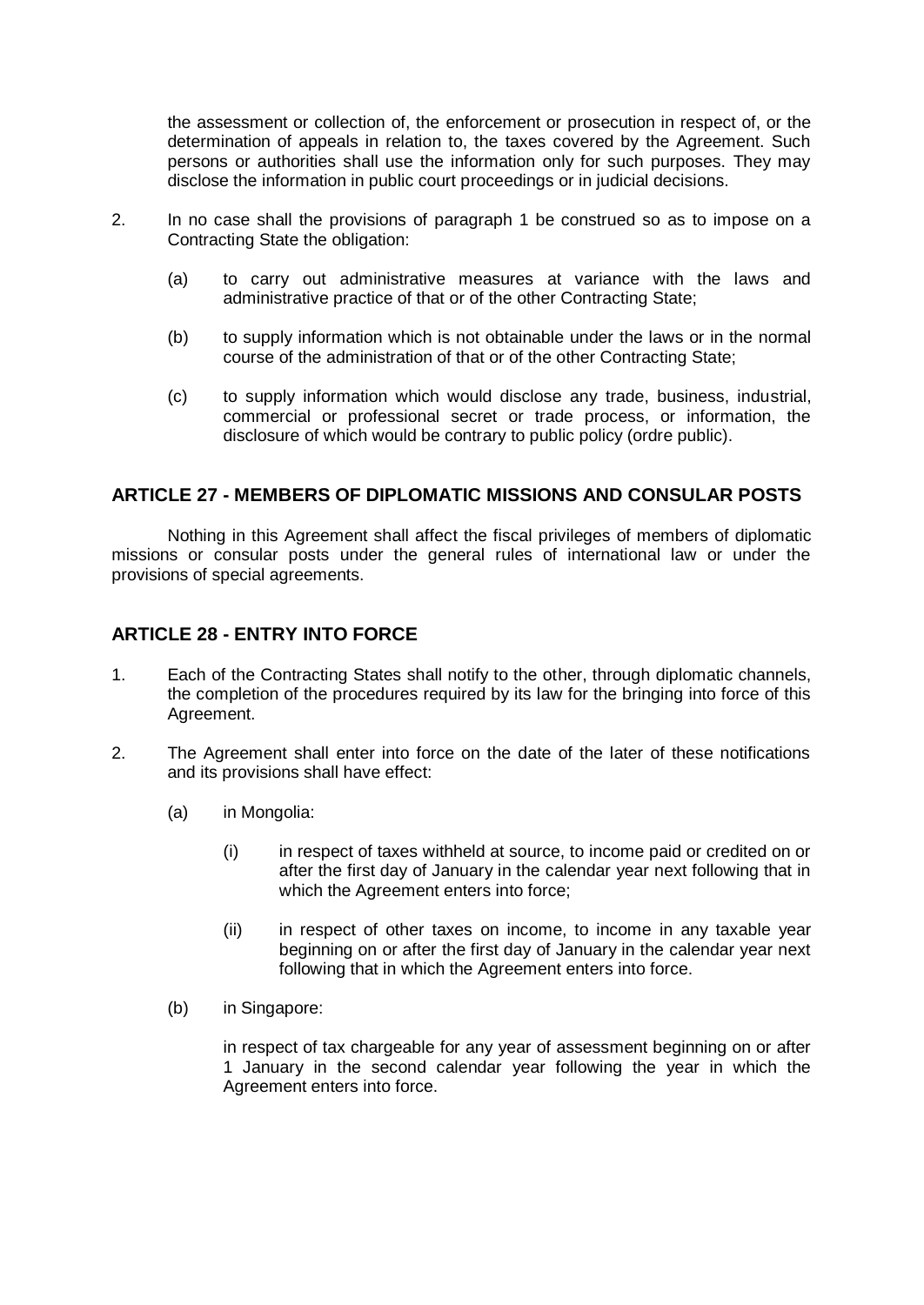the assessment or collection of, the enforcement or prosecution in respect of, or the determination of appeals in relation to, the taxes covered by the Agreement. Such persons or authorities shall use the information only for such purposes. They may disclose the information in public court proceedings or in judicial decisions.

2. In no case shall the provisions of paragraph 1 be construed so as to impose on a Contracting State the obligation:

   (a) to carry out administrative measures at variance with the laws and administrative practice of that or of the other Contracting State;

   (b) to supply information which is not obtainable under the laws or in the normal course of the administration of that or of the other Contracting State;

   (c) to supply information which would disclose any trade, business, industrial, commercial or professional secret or trade process, or information, the disclosure of which would be contrary to public policy (ordre public).

## ARTICLE 27 - MEMBERS OF DIPLOMATIC MISSIONS AND CONSULAR POSTS

Nothing in this Agreement shall affect the fiscal privileges of members of diplomatic missions or consular posts under the general rules of international law or under the provisions of special agreements.

## ARTICLE 28 - ENTRY INTO FORCE

1. Each of the Contracting States shall notify to the other, through diplomatic channels, the completion of the procedures required by its law for the bringing into force of this Agreement.

2. The Agreement shall enter into force on the date of the later of these notifications and its provisions shall have effect:

   (a) in Mongolia:

      (i) in respect of taxes withheld at source, to income paid or credited on or after the first day of January in the calendar year next following that in which the Agreement enters into force;

      (ii) in respect of other taxes on income, to income in any taxable year beginning on or after the first day of January in the calendar year next following that in which the Agreement enters into force.

   (b) in Singapore:

      in respect of tax chargeable for any year of assessment beginning on or after 1 January in the second calendar year following the year in which the Agreement enters into force.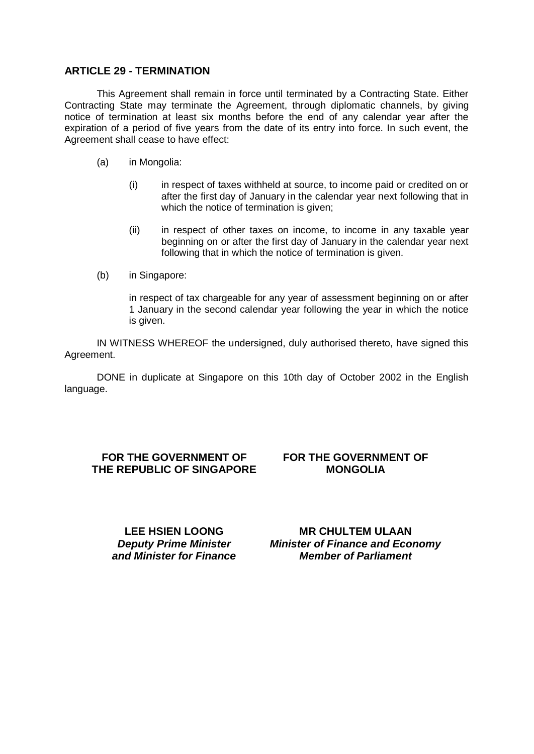## ARTICLE 29 - TERMINATION

This Agreement shall remain in force until terminated by a Contracting State. Either Contracting State may terminate the Agreement, through diplomatic channels, by giving notice of termination at least six months before the end of any calendar year after the expiration of a period of five years from the date of its entry into force. In such event, the Agreement shall cease to have effect:

(a) in Mongolia:

(i) in respect of taxes withheld at source, to income paid or credited on or after the first day of January in the calendar year next following that in which the notice of termination is given;

(ii) in respect of other taxes on income, to income in any taxable year beginning on or after the first day of January in the calendar year next following that in which the notice of termination is given.

(b) in Singapore:

in respect of tax chargeable for any year of assessment beginning on or after 1 January in the second calendar year following the year in which the notice is given.

IN WITNESS WHEREOF the undersigned, duly authorised thereto, have signed this Agreement.

DONE in duplicate at Singapore on this 10th day of October 2002 in the English language.

| | |
|---|---|
| **FOR THE GOVERNMENT OF THE REPUBLIC OF SINGAPORE** | **FOR THE GOVERNMENT OF MONGOLIA** |
| **LEE HSIEN LOONG** | **MR CHULTEM ULAAN** |
| ***Deputy Prime Minister and Minister for Finance*** | ***Minister of Finance and Economy Member of Parliament*** |